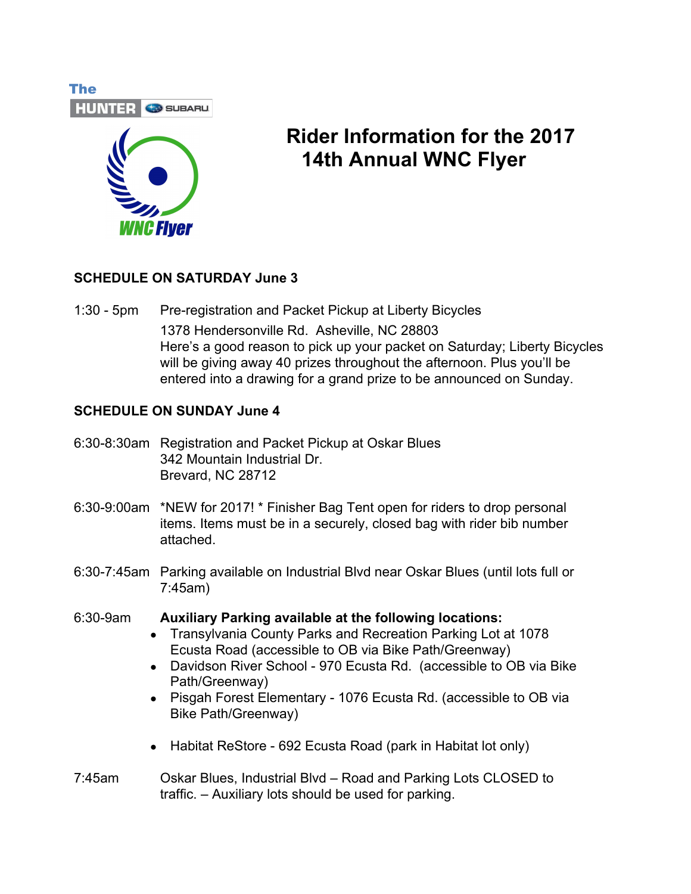The HUNTER SUBARU

WNC Flyer

# Rider Information for the 2017 14th Annual WNC Flyer

## SCHEDULE ON SATURDAY June 3

**1:30 - 5pm** Pre-registration and Packet Pickup at Liberty Bicycles
1378 Hendersonville Rd. Asheville, NC 28803
Here's a good reason to pick up your packet on Saturday; Liberty Bicycles will be giving away 40 prizes throughout the afternoon. Plus you'll be entered into a drawing for a grand prize to be announced on Sunday.

## SCHEDULE ON SUNDAY June 4

**6:30-8:30am** Registration and Packet Pickup at Oskar Blues
342 Mountain Industrial Dr.
Brevard, NC 28712

**6:30-9:00am** *NEW for 2017! * Finisher Bag Tent open for riders to drop personal items. Items must be in a securely, closed bag with rider bib number attached.

**6:30-7:45am** Parking available on Industrial Blvd near Oskar Blues (until lots full or 7:45am)

**6:30-9am** **Auxiliary Parking available at the following locations:**

- Transylvania County Parks and Recreation Parking Lot at 1078 Ecusta Road (accessible to OB via Bike Path/Greenway)
- Davidson River School - 970 Ecusta Rd. (accessible to OB via Bike Path/Greenway)
- Pisgah Forest Elementary - 1076 Ecusta Rd. (accessible to OB via Bike Path/Greenway)
- Habitat ReStore - 692 Ecusta Road (park in Habitat lot only)

**7:45am** Oskar Blues, Industrial Blvd – Road and Parking Lots CLOSED to traffic. – Auxiliary lots should be used for parking.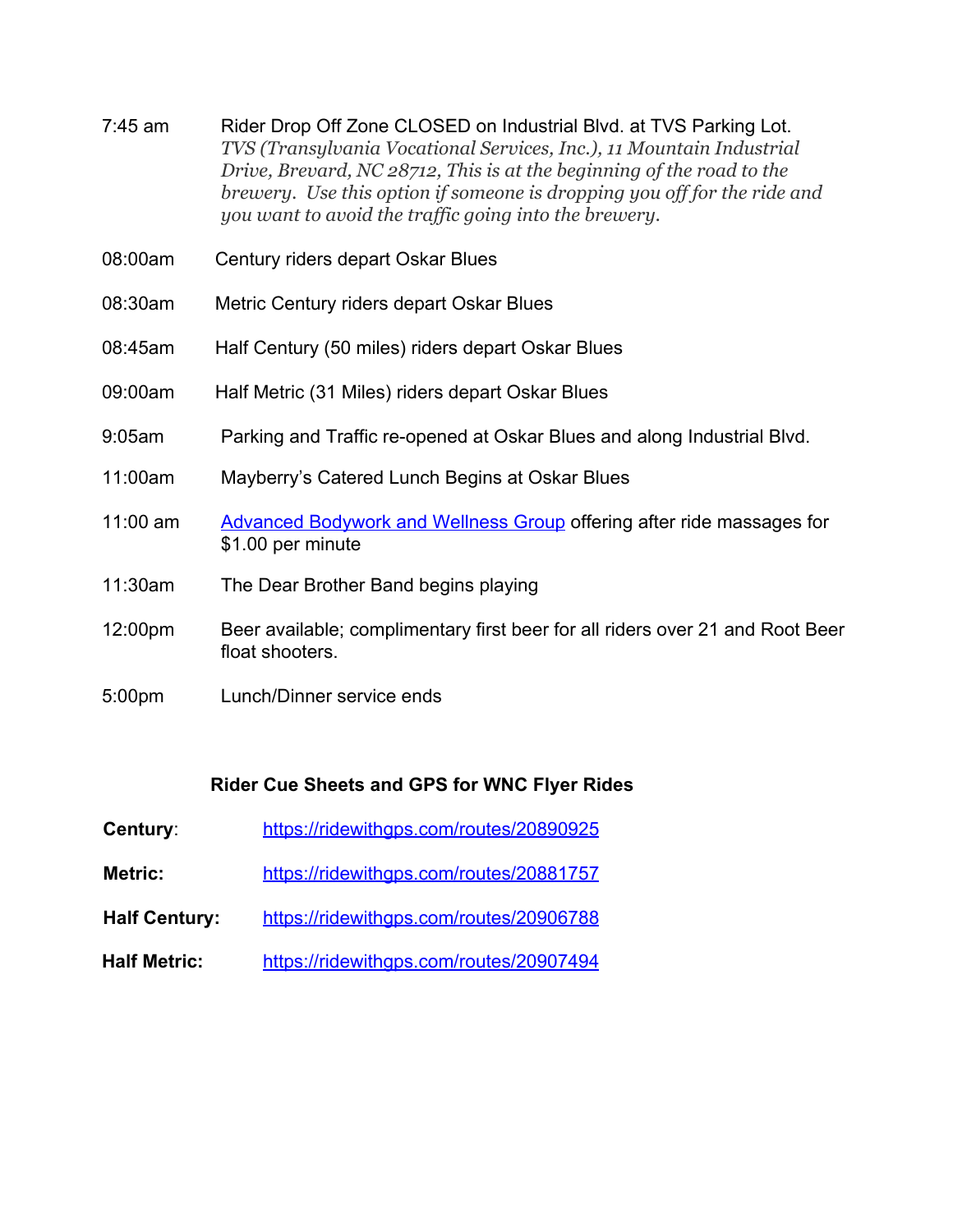7:45 am — Rider Drop Off Zone CLOSED on Industrial Blvd. at TVS Parking Lot.
*TVS (Transylvania Vocational Services, Inc.), 11 Mountain Industrial Drive, Brevard, NC 28712, This is at the beginning of the road to the brewery. Use this option if someone is dropping you off for the ride and you want to avoid the traffic going into the brewery.*

08:00am — Century riders depart Oskar Blues

08:30am — Metric Century riders depart Oskar Blues

08:45am — Half Century (50 miles) riders depart Oskar Blues

09:00am — Half Metric (31 Miles) riders depart Oskar Blues

9:05am — Parking and Traffic re-opened at Oskar Blues and along Industrial Blvd.

11:00am — Mayberry's Catered Lunch Begins at Oskar Blues

11:00 am — Advanced Bodywork and Wellness Group offering after ride massages for $1.00 per minute

11:30am — The Dear Brother Band begins playing

12:00pm — Beer available; complimentary first beer for all riders over 21 and Root Beer float shooters.

5:00pm — Lunch/Dinner service ends

## Rider Cue Sheets and GPS for WNC Flyer Rides

**Century**: https://ridewithgps.com/routes/20890925

**Metric:** https://ridewithgps.com/routes/20881757

**Half Century:** https://ridewithgps.com/routes/20906788

**Half Metric:** https://ridewithgps.com/routes/20907494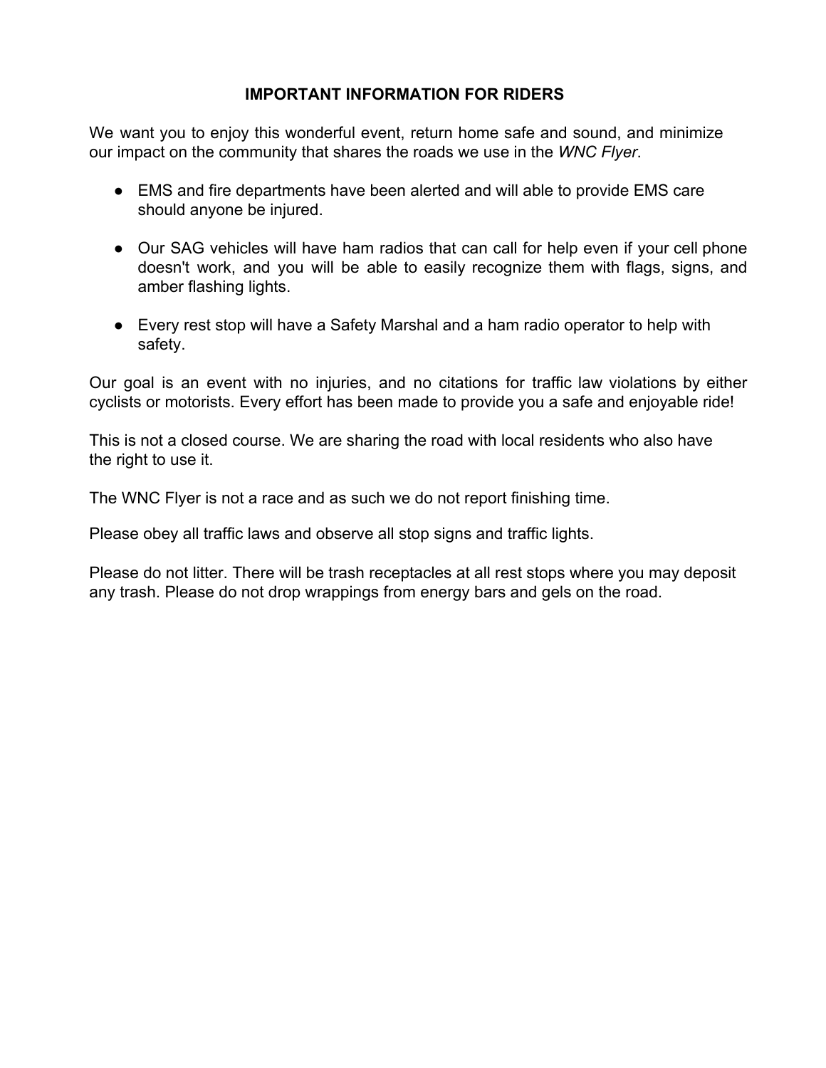**IMPORTANT INFORMATION FOR RIDERS**

We want you to enjoy this wonderful event, return home safe and sound, and minimize our impact on the community that shares the roads we use in the *WNC Flyer*.

- EMS and fire departments have been alerted and will able to provide EMS care should anyone be injured.
- Our SAG vehicles will have ham radios that can call for help even if your cell phone doesn't work, and you will be able to easily recognize them with flags, signs, and amber flashing lights.
- Every rest stop will have a Safety Marshal and a ham radio operator to help with safety.

Our goal is an event with no injuries, and no citations for traffic law violations by either cyclists or motorists. Every effort has been made to provide you a safe and enjoyable ride!

This is not a closed course. We are sharing the road with local residents who also have the right to use it.

The WNC Flyer is not a race and as such we do not report finishing time.

Please obey all traffic laws and observe all stop signs and traffic lights.

Please do not litter. There will be trash receptacles at all rest stops where you may deposit any trash. Please do not drop wrappings from energy bars and gels on the road.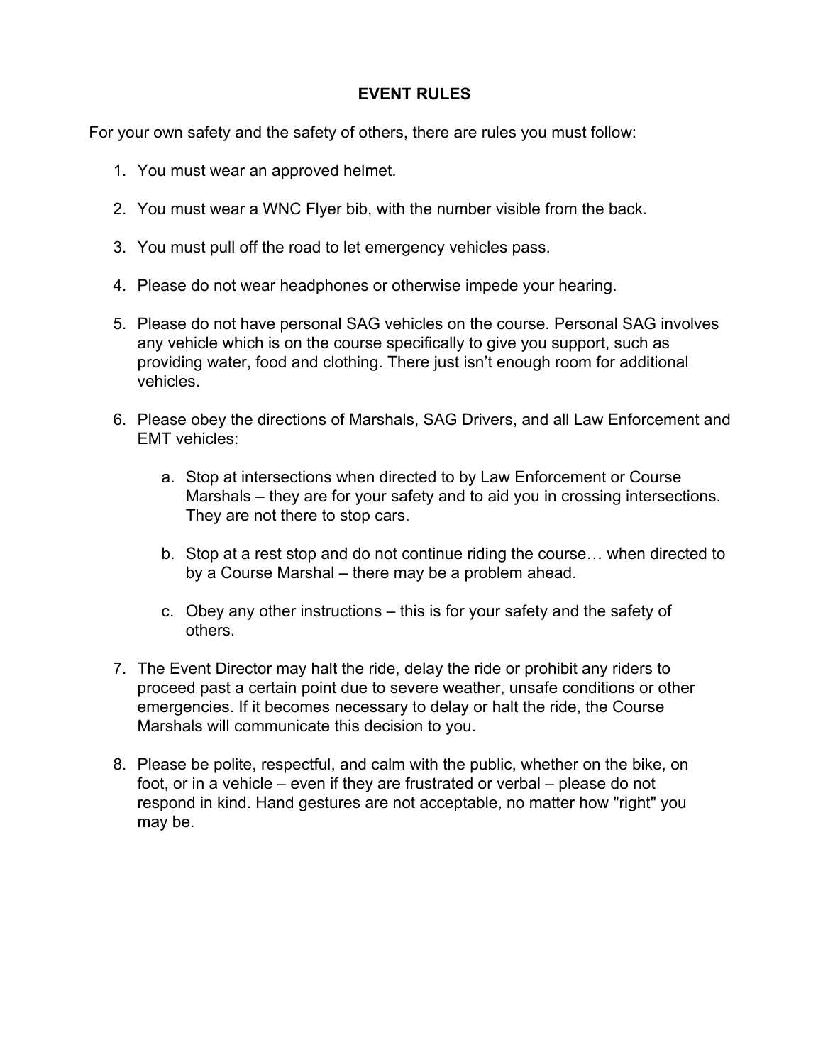# EVENT RULES

For your own safety and the safety of others, there are rules you must follow:

1. You must wear an approved helmet.

2. You must wear a WNC Flyer bib, with the number visible from the back.

3. You must pull off the road to let emergency vehicles pass.

4. Please do not wear headphones or otherwise impede your hearing.

5. Please do not have personal SAG vehicles on the course. Personal SAG involves any vehicle which is on the course specifically to give you support, such as providing water, food and clothing. There just isn't enough room for additional vehicles.

6. Please obey the directions of Marshals, SAG Drivers, and all Law Enforcement and EMT vehicles:

   a. Stop at intersections when directed to by Law Enforcement or Course Marshals – they are for your safety and to aid you in crossing intersections. They are not there to stop cars.

   b. Stop at a rest stop and do not continue riding the course… when directed to by a Course Marshal – there may be a problem ahead.

   c. Obey any other instructions – this is for your safety and the safety of others.

7. The Event Director may halt the ride, delay the ride or prohibit any riders to proceed past a certain point due to severe weather, unsafe conditions or other emergencies. If it becomes necessary to delay or halt the ride, the Course Marshals will communicate this decision to you.

8. Please be polite, respectful, and calm with the public, whether on the bike, on foot, or in a vehicle – even if they are frustrated or verbal – please do not respond in kind. Hand gestures are not acceptable, no matter how "right" you may be.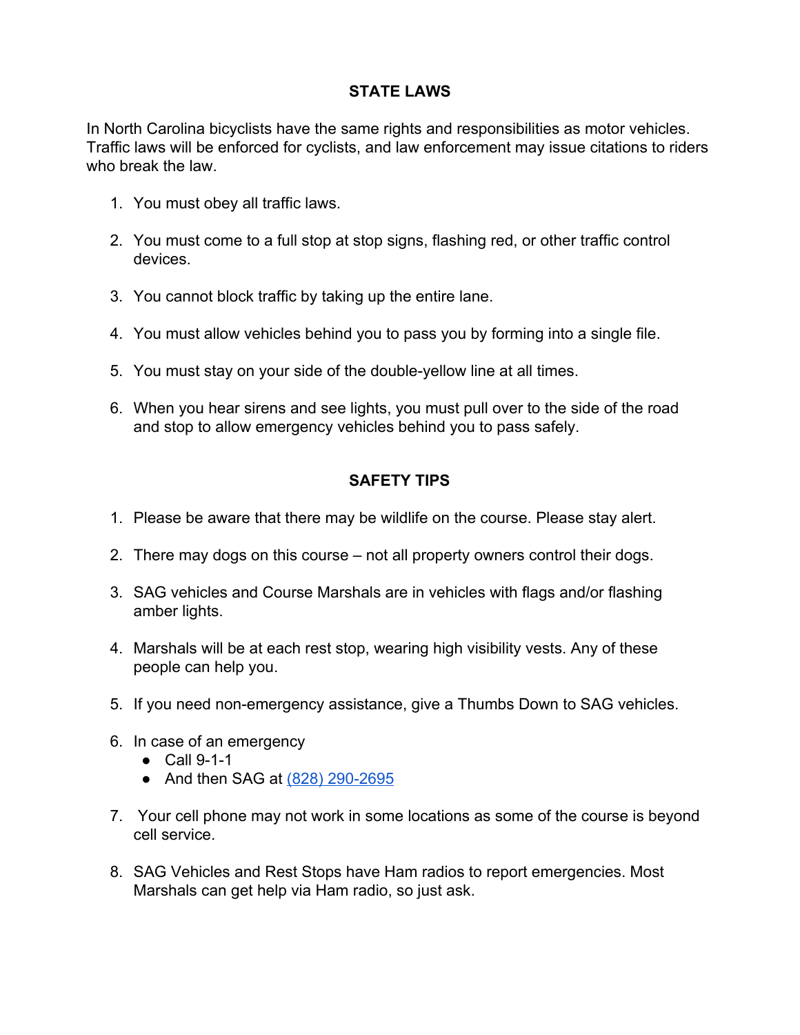## STATE LAWS

In North Carolina bicyclists have the same rights and responsibilities as motor vehicles. Traffic laws will be enforced for cyclists, and law enforcement may issue citations to riders who break the law.

1. You must obey all traffic laws.

2. You must come to a full stop at stop signs, flashing red, or other traffic control devices.

3. You cannot block traffic by taking up the entire lane.

4. You must allow vehicles behind you to pass you by forming into a single file.

5. You must stay on your side of the double-yellow line at all times.

6. When you hear sirens and see lights, you must pull over to the side of the road and stop to allow emergency vehicles behind you to pass safely.

## SAFETY TIPS

1. Please be aware that there may be wildlife on the course. Please stay alert.

2. There may dogs on this course – not all property owners control their dogs.

3. SAG vehicles and Course Marshals are in vehicles with flags and/or flashing amber lights.

4. Marshals will be at each rest stop, wearing high visibility vests. Any of these people can help you.

5. If you need non-emergency assistance, give a Thumbs Down to SAG vehicles.

6. In case of an emergency
   - Call 9-1-1
   - And then SAG at (828) 290-2695

7. Your cell phone may not work in some locations as some of the course is beyond cell service.

8. SAG Vehicles and Rest Stops have Ham radios to report emergencies. Most Marshals can get help via Ham radio, so just ask.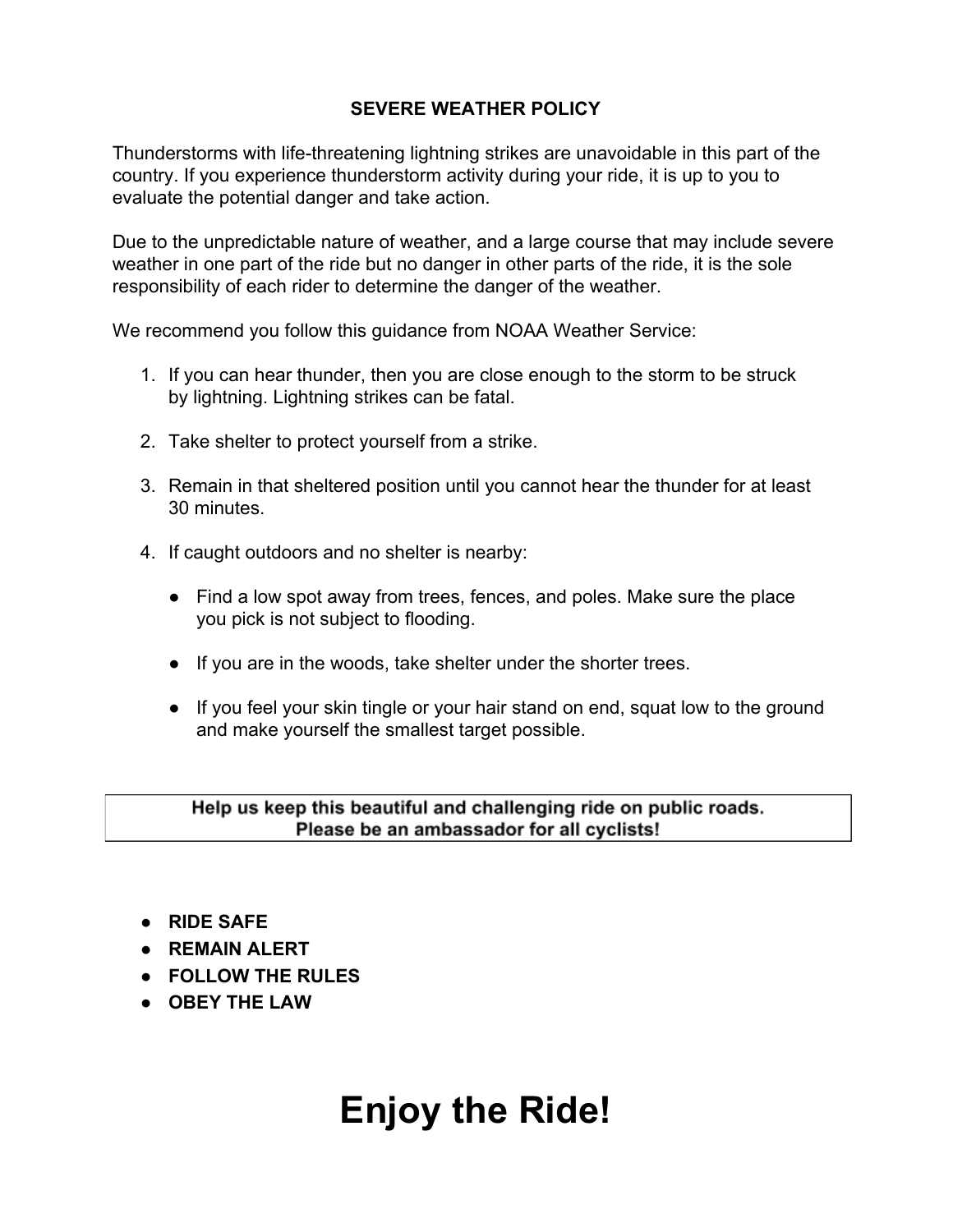## SEVERE WEATHER POLICY

Thunderstorms with life-threatening lightning strikes are unavoidable in this part of the country. If you experience thunderstorm activity during your ride, it is up to you to evaluate the potential danger and take action.

Due to the unpredictable nature of weather, and a large course that may include severe weather in one part of the ride but no danger in other parts of the ride, it is the sole responsibility of each rider to determine the danger of the weather.

We recommend you follow this guidance from NOAA Weather Service:

1. If you can hear thunder, then you are close enough to the storm to be struck by lightning. Lightning strikes can be fatal.

2. Take shelter to protect yourself from a strike.

3. Remain in that sheltered position until you cannot hear the thunder for at least 30 minutes.

4. If caught outdoors and no shelter is nearby:

    - Find a low spot away from trees, fences, and poles. Make sure the place you pick is not subject to flooding.

    - If you are in the woods, take shelter under the shorter trees.

    - If you feel your skin tingle or your hair stand on end, squat low to the ground and make yourself the smallest target possible.

**Help us keep this beautiful and challenging ride on public roads.**
**Please be an ambassador for all cyclists!**

- **RIDE SAFE**
- **REMAIN ALERT**
- **FOLLOW THE RULES**
- **OBEY THE LAW**

# Enjoy the Ride!